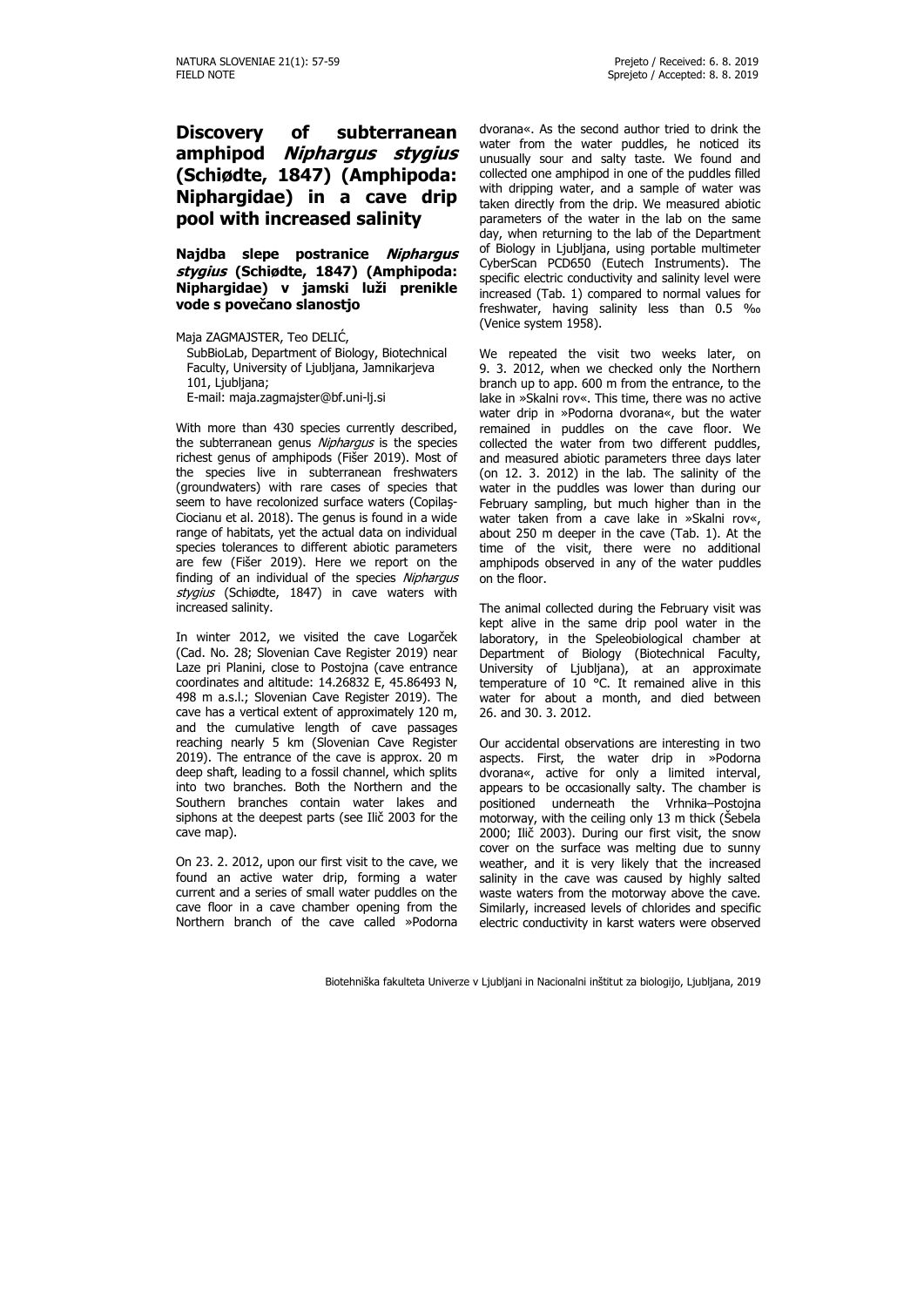FIELD NOTE

Prejeto / Received: 6. 8. 2019
Sprejeto / Accepted: 8. 8. 2019

# Discovery of subterranean amphipod *Niphargus stygius* (Schiødte, 1847) (Amphipoda: Niphargidae) in a cave drip pool with increased salinity

## Najdba slepe postranice *Niphargus stygius* (Schiødte, 1847) (Amphipoda: Niphargidae) v jamski luži prenikle vode s povečano slanostjo

Maja ZAGMAJSTER, Teo DELIĆ,

SubBioLab, Department of Biology, Biotechnical Faculty, University of Ljubljana, Jamnikarjeva 101, Ljubljana;
E-mail: maja.zagmajster@bf.uni-lj.si

With more than 430 species currently described, the subterranean genus *Niphargus* is the species richest genus of amphipods (Fišer 2019). Most of the species live in subterranean freshwaters (groundwaters) with rare cases of species that seem to have recolonized surface waters (Copilaş-Ciocianu et al. 2018). The genus is found in a wide range of habitats, yet the actual data on individual species tolerances to different abiotic parameters are few (Fišer 2019). Here we report on the finding of an individual of the species *Niphargus stygius* (Schiødte, 1847) in cave waters with increased salinity.

In winter 2012, we visited the cave Logarček (Cad. No. 28; Slovenian Cave Register 2019) near Laze pri Planini, close to Postojna (cave entrance coordinates and altitude: 14.26832 E, 45.86493 N, 498 m a.s.l.; Slovenian Cave Register 2019). The cave has a vertical extent of approximately 120 m, and the cumulative length of cave passages reaching nearly 5 km (Slovenian Cave Register 2019). The entrance of the cave is approx. 20 m deep shaft, leading to a fossil channel, which splits into two branches. Both the Northern and the Southern branches contain water lakes and siphons at the deepest parts (see Ilič 2003 for the cave map).

On 23. 2. 2012, upon our first visit to the cave, we found an active water drip, forming a water current and a series of small water puddles on the cave floor in a cave chamber opening from the Northern branch of the cave called »Podorna dvorana«. As the second author tried to drink the water from the water puddles, he noticed its unusually sour and salty taste. We found and collected one amphipod in one of the puddles filled with dripping water, and a sample of water was taken directly from the drip. We measured abiotic parameters of the water in the lab on the same day, when returning to the lab of the Department of Biology in Ljubljana, using portable multimeter CyberScan PCD650 (Eutech Instruments). The specific electric conductivity and salinity level were increased (Tab. 1) compared to normal values for freshwater, having salinity less than 0.5 ‰ (Venice system 1958).

We repeated the visit two weeks later, on 9. 3. 2012, when we checked only the Northern branch up to app. 600 m from the entrance, to the lake in »Skalni rov«. This time, there was no active water drip in »Podorna dvorana«, but the water remained in puddles on the cave floor. We collected the water from two different puddles, and measured abiotic parameters three days later (on 12. 3. 2012) in the lab. The salinity of the water in the puddles was lower than during our February sampling, but much higher than in the water taken from a cave lake in »Skalni rov«, about 250 m deeper in the cave (Tab. 1). At the time of the visit, there were no additional amphipods observed in any of the water puddles on the floor.

The animal collected during the February visit was kept alive in the same drip pool water in the laboratory, in the Speleobiological chamber at Department of Biology (Biotechnical Faculty, University of Ljubljana), at an approximate temperature of 10 °C. It remained alive in this water for about a month, and died between 26. and 30. 3. 2012.

Our accidental observations are interesting in two aspects. First, the water drip in »Podorna dvorana«, active for only a limited interval, appears to be occasionally salty. The chamber is positioned underneath the Vrhnika–Postojna motorway, with the ceiling only 13 m thick (Šebela 2000; Ilič 2003). During our first visit, the snow cover on the surface was melting due to sunny weather, and it is very likely that the increased salinity in the cave was caused by highly salted waste waters from the motorway above the cave. Similarly, increased levels of chlorides and specific electric conductivity in karst waters were observed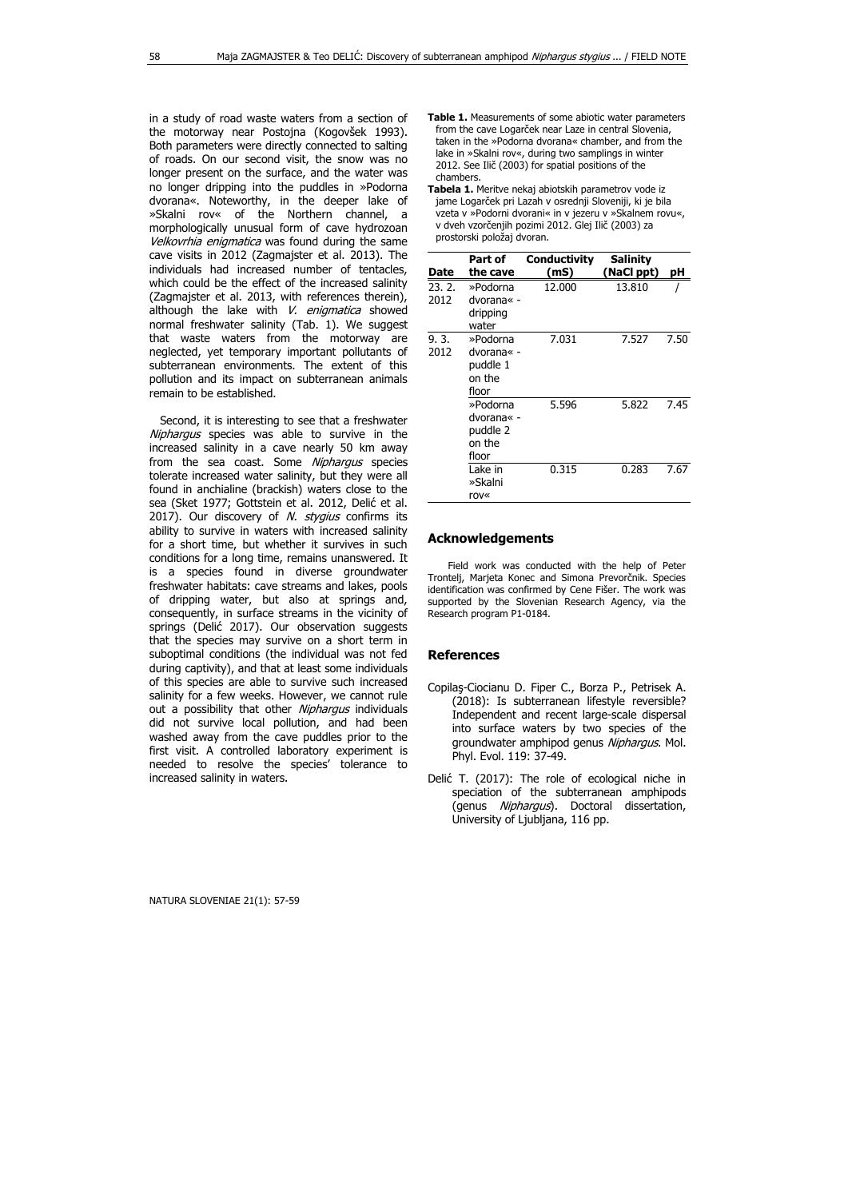in a study of road waste waters from a section of the motorway near Postojna (Kogovšek 1993). Both parameters were directly connected to salting of roads. On our second visit, the snow was no longer present on the surface, and the water was no longer dripping into the puddles in »Podorna dvorana«. Noteworthy, in the deeper lake of »Skalni rov« of the Northern channel, a morphologically unusual form of cave hydrozoan *Velkovrhia enigmatica* was found during the same cave visits in 2012 (Zagmajster et al. 2013). The individuals had increased number of tentacles, which could be the effect of the increased salinity (Zagmajster et al. 2013, with references therein), although the lake with *V. enigmatica* showed normal freshwater salinity (Tab. 1). We suggest that waste waters from the motorway are neglected, yet temporary important pollutants of subterranean environments. The extent of this pollution and its impact on subterranean animals remain to be established.

Second, it is interesting to see that a freshwater *Niphargus* species was able to survive in the increased salinity in a cave nearly 50 km away from the sea coast. Some *Niphargus* species tolerate increased water salinity, but they were all found in anchialine (brackish) waters close to the sea (Sket 1977; Gottstein et al. 2012, Delić et al. 2017). Our discovery of *N. stygius* confirms its ability to survive in waters with increased salinity for a short time, but whether it survives in such conditions for a long time, remains unanswered. It is a species found in diverse groundwater freshwater habitats: cave streams and lakes, pools of dripping water, but also at springs and, consequently, in surface streams in the vicinity of springs (Delić 2017). Our observation suggests that the species may survive on a short term in suboptimal conditions (the individual was not fed during captivity), and that at least some individuals of this species are able to survive such increased salinity for a few weeks. However, we cannot rule out a possibility that other *Niphargus* individuals did not survive local pollution, and had been washed away from the cave puddles prior to the first visit. A controlled laboratory experiment is needed to resolve the species' tolerance to increased salinity in waters.

**Table 1.** Measurements of some abiotic water parameters from the cave Logarček near Laze in central Slovenia, taken in the »Podorna dvorana« chamber, and from the lake in »Skalni rov«, during two samplings in winter 2012. See Ilič (2003) for spatial positions of the chambers.

**Tabela 1.** Meritve nekaj abiotskih parametrov vode iz jame Logarček pri Lazah v osrednji Sloveniji, ki je bila vzeta v »Podorni dvorani« in v jezeru v »Skalnem rovu«, v dveh vzorčenjih pozimi 2012. Glej Ilič (2003) za prostorski položaj dvoran.

| Date | Part of the cave | Conductivity (mS) | Salinity (NaCl ppt) | pH |
|---|---|---|---|---|
| 23. 2. 2012 | »Podorna dvorana« - dripping water | 12.000 | 13.810 | / |
| 9. 3. 2012 | »Podorna dvorana« - puddle 1 on the floor | 7.031 | 7.527 | 7.50 |
| | »Podorna dvorana« - puddle 2 on the floor | 5.596 | 5.822 | 7.45 |
| | Lake in »Skalni rov« | 0.315 | 0.283 | 7.67 |

## Acknowledgements

Field work was conducted with the help of Peter Trontelj, Marjeta Konec and Simona Prevorčnik. Species identification was confirmed by Cene Fišer. The work was supported by the Slovenian Research Agency, via the Research program P1-0184.

## References

Copilaş-Ciocianu D. Fiper C., Borza P., Petrisek A. (2018): Is subterranean lifestyle reversible? Independent and recent large-scale dispersal into surface waters by two species of the groundwater amphipod genus *Niphargus*. Mol. Phyl. Evol. 119: 37-49.

Delić T. (2017): The role of ecological niche in speciation of the subterranean amphipods (genus *Niphargus*). Doctoral dissertation, University of Ljubljana, 116 pp.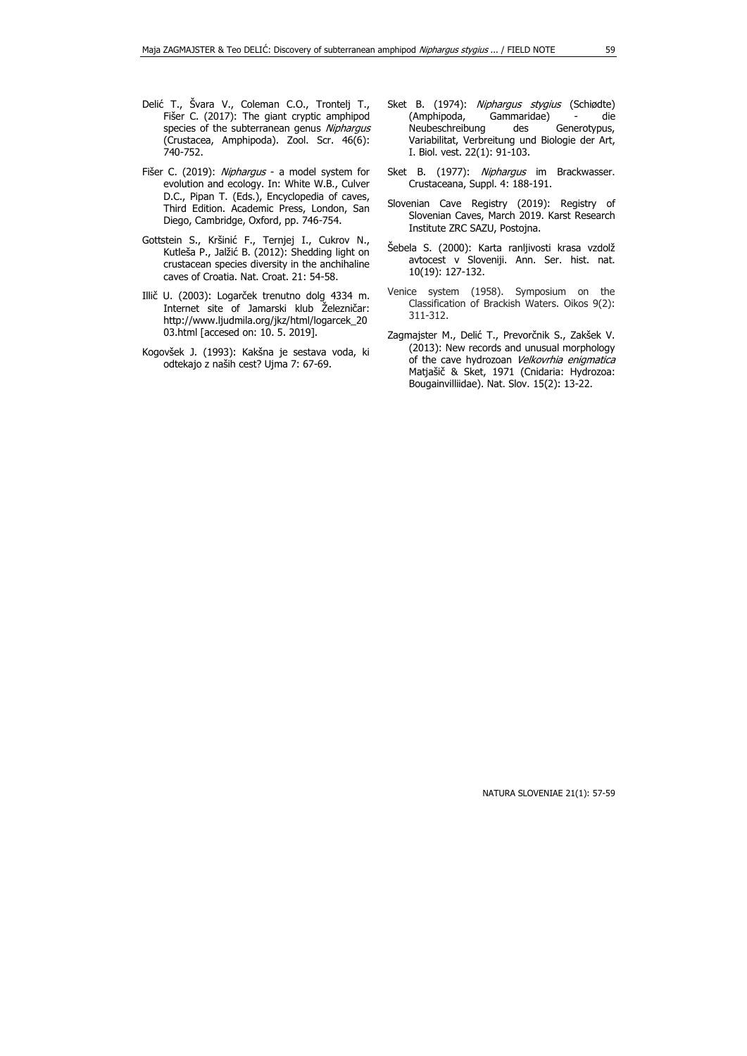Delić T., Švara V., Coleman C.O., Trontelj T., Fišer C. (2017): The giant cryptic amphipod species of the subterranean genus *Niphargus* (Crustacea, Amphipoda). Zool. Scr. 46(6): 740-752.

Fišer C. (2019): *Niphargus* - a model system for evolution and ecology. In: White W.B., Culver D.C., Pipan T. (Eds.), Encyclopedia of caves, Third Edition. Academic Press, London, San Diego, Cambridge, Oxford, pp. 746-754.

Gottstein S., Kršinić F., Ternjej I., Cukrov N., Kutleša P., Jalžić B. (2012): Shedding light on crustacean species diversity in the anchihaline caves of Croatia. Nat. Croat. 21: 54-58.

Illič U. (2003): Logarček trenutno dolg 4334 m. Internet site of Jamarski klub Železničar: http://www.ljudmila.org/jkz/html/logarcek_2003.html [accesed on: 10. 5. 2019].

Kogovšek J. (1993): Kakšna je sestava voda, ki odtekajo z naših cest? Ujma 7: 67-69.

Sket B. (1974): *Niphargus stygius* (Schiødte) (Amphipoda, Gammaridae) - die Neubeschreibung des Generotypus, Variabilitat, Verbreitung und Biologie der Art, I. Biol. vest. 22(1): 91-103.

Sket B. (1977): *Niphargus* im Brackwasser. Crustaceana, Suppl. 4: 188-191.

Slovenian Cave Registry (2019): Registry of Slovenian Caves, March 2019. Karst Research Institute ZRC SAZU, Postojna.

Šebela S. (2000): Karta ranljivosti krasa vzdolž avtocest v Sloveniji. Ann. Ser. hist. nat. 10(19): 127-132.

Venice system (1958). Symposium on the Classification of Brackish Waters. Oikos 9(2): 311-312.

Zagmajster M., Delić T., Prevorčnik S., Zakšek V. (2013): New records and unusual morphology of the cave hydrozoan *Velkovrhia enigmatica* Matjašič & Sket, 1971 (Cnidaria: Hydrozoa: Bougainvilliidae). Nat. Slov. 15(2): 13-22.